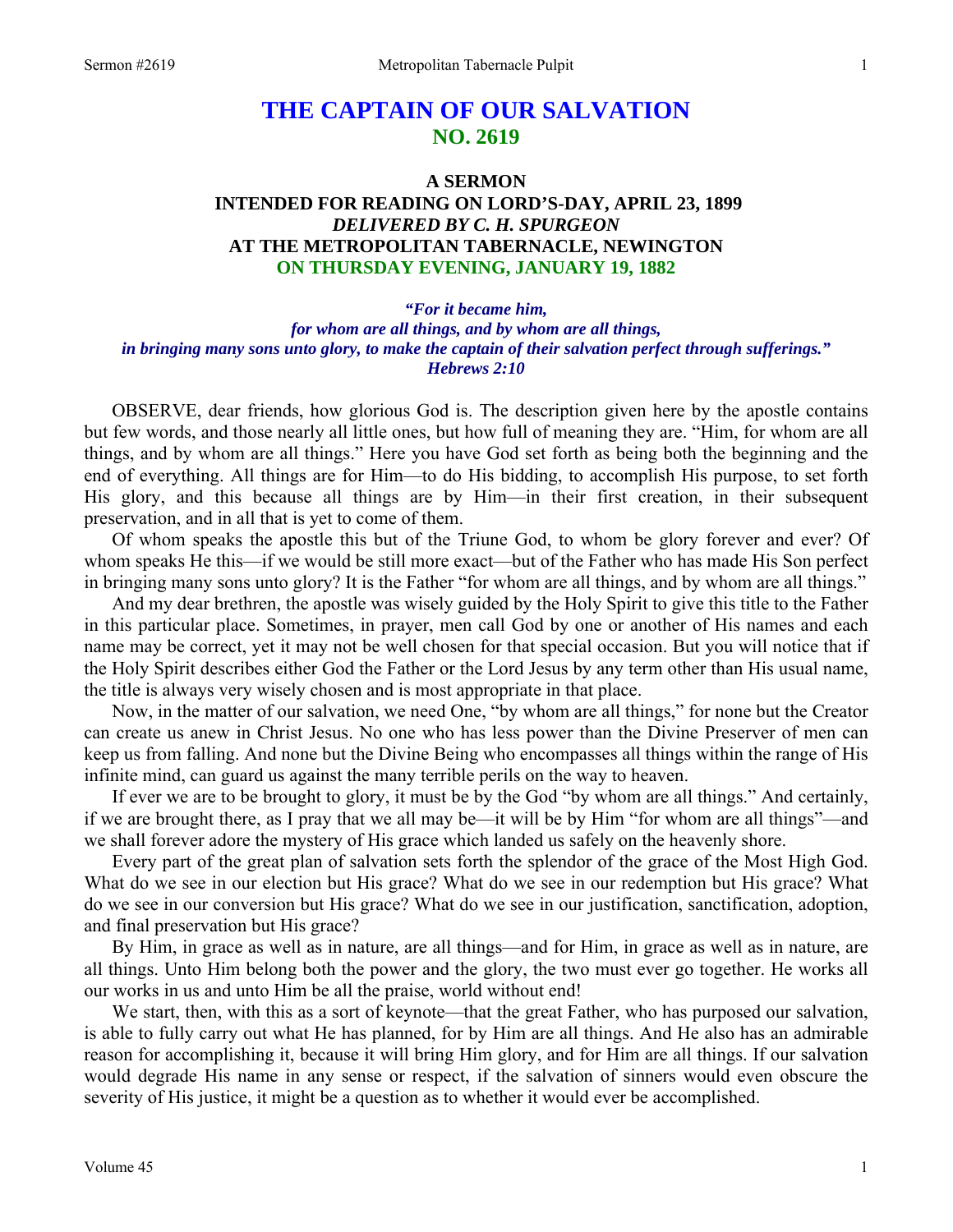# THE CAPTAIN OF OUR SALVATION
## NO. 2619

### A SERMON
### INTENDED FOR READING ON LORD'S-DAY, APRIL 23, 1899
### *DELIVERED BY C. H. SPURGEON*
### AT THE METROPOLITAN TABERNACLE, NEWINGTON
### ON THURSDAY EVENING, JANUARY 19, 1882

*"For it became him,*
*for whom are all things, and by whom are all things,*
*in bringing many sons unto glory, to make the captain of their salvation perfect through sufferings."*
*Hebrews 2:10*

OBSERVE, dear friends, how glorious God is. The description given here by the apostle contains but few words, and those nearly all little ones, but how full of meaning they are. "Him, for whom are all things, and by whom are all things." Here you have God set forth as being both the beginning and the end of everything. All things are for Him—to do His bidding, to accomplish His purpose, to set forth His glory, and this because all things are by Him—in their first creation, in their subsequent preservation, and in all that is yet to come of them.

Of whom speaks the apostle this but of the Triune God, to whom be glory forever and ever? Of whom speaks He this—if we would be still more exact—but of the Father who has made His Son perfect in bringing many sons unto glory? It is the Father "for whom are all things, and by whom are all things."

And my dear brethren, the apostle was wisely guided by the Holy Spirit to give this title to the Father in this particular place. Sometimes, in prayer, men call God by one or another of His names and each name may be correct, yet it may not be well chosen for that special occasion. But you will notice that if the Holy Spirit describes either God the Father or the Lord Jesus by any term other than His usual name, the title is always very wisely chosen and is most appropriate in that place.

Now, in the matter of our salvation, we need One, "by whom are all things," for none but the Creator can create us anew in Christ Jesus. No one who has less power than the Divine Preserver of men can keep us from falling. And none but the Divine Being who encompasses all things within the range of His infinite mind, can guard us against the many terrible perils on the way to heaven.

If ever we are to be brought to glory, it must be by the God "by whom are all things." And certainly, if we are brought there, as I pray that we all may be—it will be by Him "for whom are all things"—and we shall forever adore the mystery of His grace which landed us safely on the heavenly shore.

Every part of the great plan of salvation sets forth the splendor of the grace of the Most High God. What do we see in our election but His grace? What do we see in our redemption but His grace? What do we see in our conversion but His grace? What do we see in our justification, sanctification, adoption, and final preservation but His grace?

By Him, in grace as well as in nature, are all things—and for Him, in grace as well as in nature, are all things. Unto Him belong both the power and the glory, the two must ever go together. He works all our works in us and unto Him be all the praise, world without end!

We start, then, with this as a sort of keynote—that the great Father, who has purposed our salvation, is able to fully carry out what He has planned, for by Him are all things. And He also has an admirable reason for accomplishing it, because it will bring Him glory, and for Him are all things. If our salvation would degrade His name in any sense or respect, if the salvation of sinners would even obscure the severity of His justice, it might be a question as to whether it would ever be accomplished.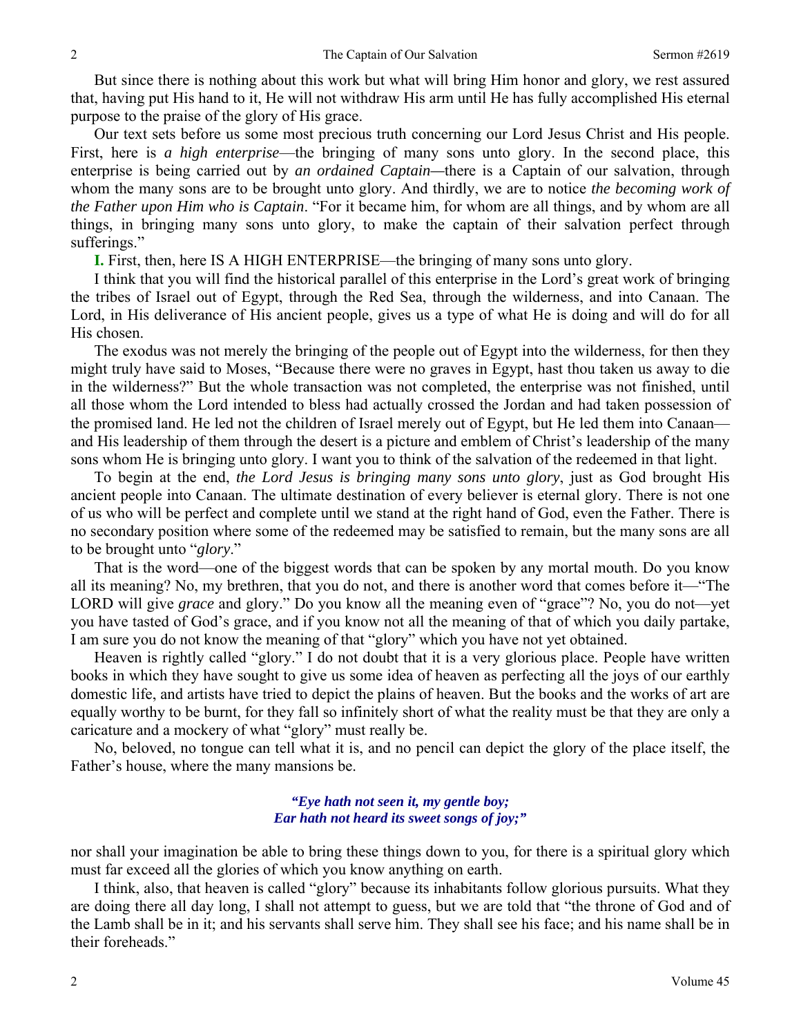But since there is nothing about this work but what will bring Him honor and glory, we rest assured that, having put His hand to it, He will not withdraw His arm until He has fully accomplished His eternal purpose to the praise of the glory of His grace.

Our text sets before us some most precious truth concerning our Lord Jesus Christ and His people. First, here is *a high enterprise*—the bringing of many sons unto glory. In the second place, this enterprise is being carried out by *an ordained Captain—*there is a Captain of our salvation, through whom the many sons are to be brought unto glory. And thirdly, we are to notice *the becoming work of the Father upon Him who is Captain*. "For it became him, for whom are all things, and by whom are all things, in bringing many sons unto glory, to make the captain of their salvation perfect through sufferings."

**I.** First, then, here IS A HIGH ENTERPRISE—the bringing of many sons unto glory.

I think that you will find the historical parallel of this enterprise in the Lord's great work of bringing the tribes of Israel out of Egypt, through the Red Sea, through the wilderness, and into Canaan. The Lord, in His deliverance of His ancient people, gives us a type of what He is doing and will do for all His chosen.

The exodus was not merely the bringing of the people out of Egypt into the wilderness, for then they might truly have said to Moses, "Because there were no graves in Egypt, hast thou taken us away to die in the wilderness?" But the whole transaction was not completed, the enterprise was not finished, until all those whom the Lord intended to bless had actually crossed the Jordan and had taken possession of the promised land. He led not the children of Israel merely out of Egypt, but He led them into Canaan—and His leadership of them through the desert is a picture and emblem of Christ's leadership of the many sons whom He is bringing unto glory. I want you to think of the salvation of the redeemed in that light.

To begin at the end, *the Lord Jesus is bringing many sons unto glory*, just as God brought His ancient people into Canaan. The ultimate destination of every believer is eternal glory. There is not one of us who will be perfect and complete until we stand at the right hand of God, even the Father. There is no secondary position where some of the redeemed may be satisfied to remain, but the many sons are all to be brought unto "*glory*."

That is the word—one of the biggest words that can be spoken by any mortal mouth. Do you know all its meaning? No, my brethren, that you do not, and there is another word that comes before it—"The LORD will give *grace* and glory." Do you know all the meaning even of "grace"? No, you do not—yet you have tasted of God's grace, and if you know not all the meaning of that of which you daily partake, I am sure you do not know the meaning of that "glory" which you have not yet obtained.

Heaven is rightly called "glory." I do not doubt that it is a very glorious place. People have written books in which they have sought to give us some idea of heaven as perfecting all the joys of our earthly domestic life, and artists have tried to depict the plains of heaven. But the books and the works of art are equally worthy to be burnt, for they fall so infinitely short of what the reality must be that they are only a caricature and a mockery of what "glory" must really be.

No, beloved, no tongue can tell what it is, and no pencil can depict the glory of the place itself, the Father's house, where the many mansions be.

*"Eye hath not seen it, my gentle boy;*
*Ear hath not heard its sweet songs of joy;"*

nor shall your imagination be able to bring these things down to you, for there is a spiritual glory which must far exceed all the glories of which you know anything on earth.

I think, also, that heaven is called "glory" because its inhabitants follow glorious pursuits. What they are doing there all day long, I shall not attempt to guess, but we are told that "the throne of God and of the Lamb shall be in it; and his servants shall serve him. They shall see his face; and his name shall be in their foreheads."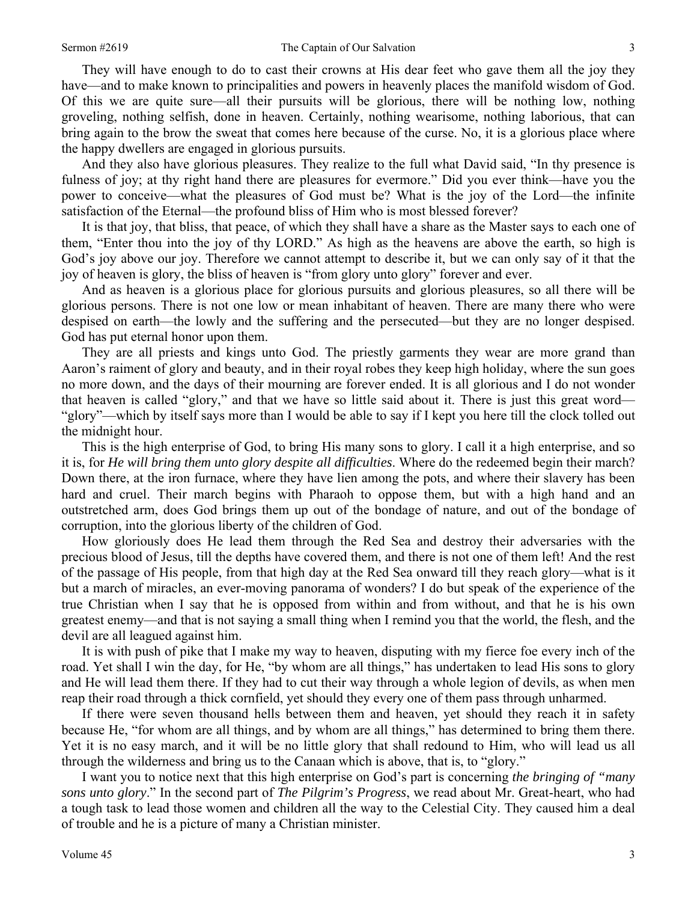They will have enough to do to cast their crowns at His dear feet who gave them all the joy they have—and to make known to principalities and powers in heavenly places the manifold wisdom of God. Of this we are quite sure—all their pursuits will be glorious, there will be nothing low, nothing groveling, nothing selfish, done in heaven. Certainly, nothing wearisome, nothing laborious, that can bring again to the brow the sweat that comes here because of the curse. No, it is a glorious place where the happy dwellers are engaged in glorious pursuits.

And they also have glorious pleasures. They realize to the full what David said, "In thy presence is fulness of joy; at thy right hand there are pleasures for evermore." Did you ever think—have you the power to conceive—what the pleasures of God must be? What is the joy of the Lord—the infinite satisfaction of the Eternal—the profound bliss of Him who is most blessed forever?

It is that joy, that bliss, that peace, of which they shall have a share as the Master says to each one of them, "Enter thou into the joy of thy LORD." As high as the heavens are above the earth, so high is God's joy above our joy. Therefore we cannot attempt to describe it, but we can only say of it that the joy of heaven is glory, the bliss of heaven is "from glory unto glory" forever and ever.

And as heaven is a glorious place for glorious pursuits and glorious pleasures, so all there will be glorious persons. There is not one low or mean inhabitant of heaven. There are many there who were despised on earth—the lowly and the suffering and the persecuted—but they are no longer despised. God has put eternal honor upon them.

They are all priests and kings unto God. The priestly garments they wear are more grand than Aaron's raiment of glory and beauty, and in their royal robes they keep high holiday, where the sun goes no more down, and the days of their mourning are forever ended. It is all glorious and I do not wonder that heaven is called "glory," and that we have so little said about it. There is just this great word—"glory"—which by itself says more than I would be able to say if I kept you here till the clock tolled out the midnight hour.

This is the high enterprise of God, to bring His many sons to glory. I call it a high enterprise, and so it is, for *He will bring them unto glory despite all difficulties*. Where do the redeemed begin their march? Down there, at the iron furnace, where they have lien among the pots, and where their slavery has been hard and cruel. Their march begins with Pharaoh to oppose them, but with a high hand and an outstretched arm, does God brings them up out of the bondage of nature, and out of the bondage of corruption, into the glorious liberty of the children of God.

How gloriously does He lead them through the Red Sea and destroy their adversaries with the precious blood of Jesus, till the depths have covered them, and there is not one of them left! And the rest of the passage of His people, from that high day at the Red Sea onward till they reach glory—what is it but a march of miracles, an ever-moving panorama of wonders? I do but speak of the experience of the true Christian when I say that he is opposed from within and from without, and that he is his own greatest enemy—and that is not saying a small thing when I remind you that the world, the flesh, and the devil are all leagued against him.

It is with push of pike that I make my way to heaven, disputing with my fierce foe every inch of the road. Yet shall I win the day, for He, "by whom are all things," has undertaken to lead His sons to glory and He will lead them there. If they had to cut their way through a whole legion of devils, as when men reap their road through a thick cornfield, yet should they every one of them pass through unharmed.

If there were seven thousand hells between them and heaven, yet should they reach it in safety because He, "for whom are all things, and by whom are all things," has determined to bring them there. Yet it is no easy march, and it will be no little glory that shall redound to Him, who will lead us all through the wilderness and bring us to the Canaan which is above, that is, to "glory."

I want you to notice next that this high enterprise on God's part is concerning *the bringing of "many sons unto glory*." In the second part of *The Pilgrim's Progress*, we read about Mr. Great-heart, who had a tough task to lead those women and children all the way to the Celestial City. They caused him a deal of trouble and he is a picture of many a Christian minister.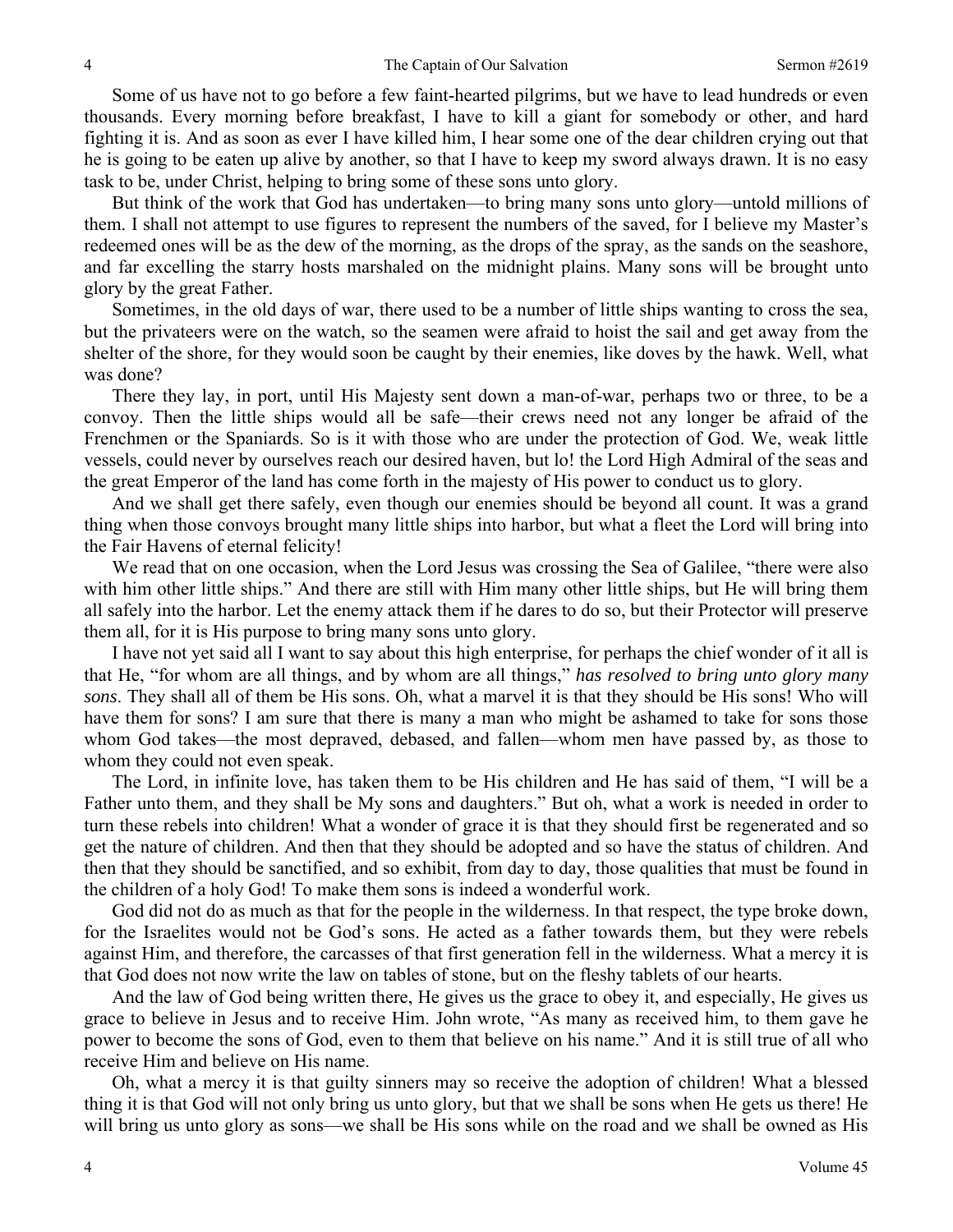Some of us have not to go before a few faint-hearted pilgrims, but we have to lead hundreds or even thousands. Every morning before breakfast, I have to kill a giant for somebody or other, and hard fighting it is. And as soon as ever I have killed him, I hear some one of the dear children crying out that he is going to be eaten up alive by another, so that I have to keep my sword always drawn. It is no easy task to be, under Christ, helping to bring some of these sons unto glory.

But think of the work that God has undertaken—to bring many sons unto glory—untold millions of them. I shall not attempt to use figures to represent the numbers of the saved, for I believe my Master's redeemed ones will be as the dew of the morning, as the drops of the spray, as the sands on the seashore, and far excelling the starry hosts marshaled on the midnight plains. Many sons will be brought unto glory by the great Father.

Sometimes, in the old days of war, there used to be a number of little ships wanting to cross the sea, but the privateers were on the watch, so the seamen were afraid to hoist the sail and get away from the shelter of the shore, for they would soon be caught by their enemies, like doves by the hawk. Well, what was done?

There they lay, in port, until His Majesty sent down a man-of-war, perhaps two or three, to be a convoy. Then the little ships would all be safe—their crews need not any longer be afraid of the Frenchmen or the Spaniards. So is it with those who are under the protection of God. We, weak little vessels, could never by ourselves reach our desired haven, but lo! the Lord High Admiral of the seas and the great Emperor of the land has come forth in the majesty of His power to conduct us to glory.

And we shall get there safely, even though our enemies should be beyond all count. It was a grand thing when those convoys brought many little ships into harbor, but what a fleet the Lord will bring into the Fair Havens of eternal felicity!

We read that on one occasion, when the Lord Jesus was crossing the Sea of Galilee, "there were also with him other little ships." And there are still with Him many other little ships, but He will bring them all safely into the harbor. Let the enemy attack them if he dares to do so, but their Protector will preserve them all, for it is His purpose to bring many sons unto glory.

I have not yet said all I want to say about this high enterprise, for perhaps the chief wonder of it all is that He, "for whom are all things, and by whom are all things," *has resolved to bring unto glory many sons*. They shall all of them be His sons. Oh, what a marvel it is that they should be His sons! Who will have them for sons? I am sure that there is many a man who might be ashamed to take for sons those whom God takes—the most depraved, debased, and fallen—whom men have passed by, as those to whom they could not even speak.

The Lord, in infinite love, has taken them to be His children and He has said of them, "I will be a Father unto them, and they shall be My sons and daughters." But oh, what a work is needed in order to turn these rebels into children! What a wonder of grace it is that they should first be regenerated and so get the nature of children. And then that they should be adopted and so have the status of children. And then that they should be sanctified, and so exhibit, from day to day, those qualities that must be found in the children of a holy God! To make them sons is indeed a wonderful work.

God did not do as much as that for the people in the wilderness. In that respect, the type broke down, for the Israelites would not be God's sons. He acted as a father towards them, but they were rebels against Him, and therefore, the carcasses of that first generation fell in the wilderness. What a mercy it is that God does not now write the law on tables of stone, but on the fleshy tablets of our hearts.

And the law of God being written there, He gives us the grace to obey it, and especially, He gives us grace to believe in Jesus and to receive Him. John wrote, "As many as received him, to them gave he power to become the sons of God, even to them that believe on his name." And it is still true of all who receive Him and believe on His name.

Oh, what a mercy it is that guilty sinners may so receive the adoption of children! What a blessed thing it is that God will not only bring us unto glory, but that we shall be sons when He gets us there! He will bring us unto glory as sons—we shall be His sons while on the road and we shall be owned as His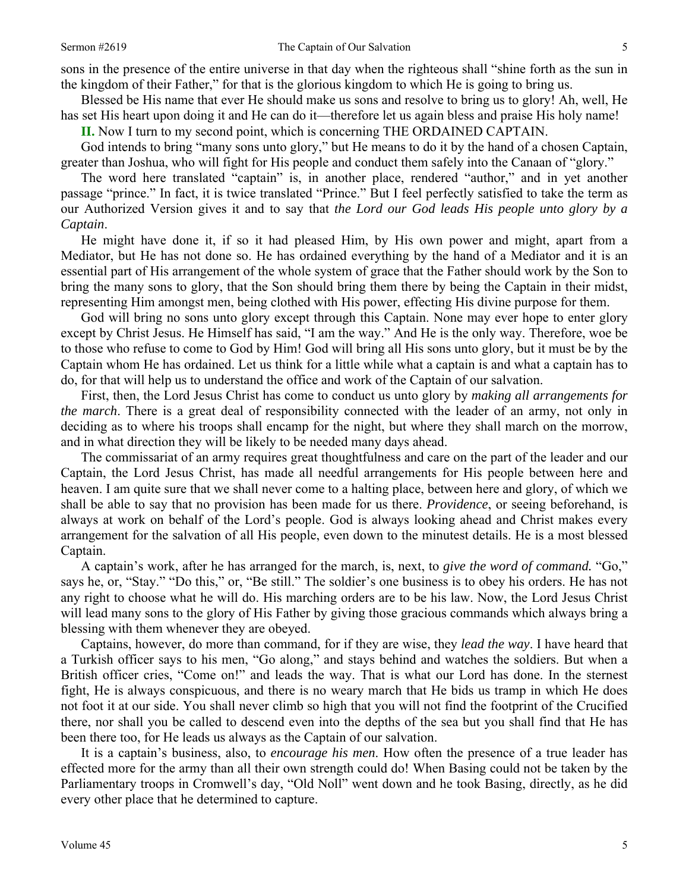sons in the presence of the entire universe in that day when the righteous shall "shine forth as the sun in the kingdom of their Father," for that is the glorious kingdom to which He is going to bring us.

Blessed be His name that ever He should make us sons and resolve to bring us to glory! Ah, well, He has set His heart upon doing it and He can do it—therefore let us again bless and praise His holy name!

**II.** Now I turn to my second point, which is concerning THE ORDAINED CAPTAIN.

God intends to bring "many sons unto glory," but He means to do it by the hand of a chosen Captain, greater than Joshua, who will fight for His people and conduct them safely into the Canaan of "glory."

The word here translated "captain" is, in another place, rendered "author," and in yet another passage "prince." In fact, it is twice translated "Prince." But I feel perfectly satisfied to take the term as our Authorized Version gives it and to say that *the Lord our God leads His people unto glory by a Captain*.

He might have done it, if so it had pleased Him, by His own power and might, apart from a Mediator, but He has not done so. He has ordained everything by the hand of a Mediator and it is an essential part of His arrangement of the whole system of grace that the Father should work by the Son to bring the many sons to glory, that the Son should bring them there by being the Captain in their midst, representing Him amongst men, being clothed with His power, effecting His divine purpose for them.

God will bring no sons unto glory except through this Captain. None may ever hope to enter glory except by Christ Jesus. He Himself has said, "I am the way." And He is the only way. Therefore, woe be to those who refuse to come to God by Him! God will bring all His sons unto glory, but it must be by the Captain whom He has ordained. Let us think for a little while what a captain is and what a captain has to do, for that will help us to understand the office and work of the Captain of our salvation.

First, then, the Lord Jesus Christ has come to conduct us unto glory by *making all arrangements for the march*. There is a great deal of responsibility connected with the leader of an army, not only in deciding as to where his troops shall encamp for the night, but where they shall march on the morrow, and in what direction they will be likely to be needed many days ahead.

The commissariat of an army requires great thoughtfulness and care on the part of the leader and our Captain, the Lord Jesus Christ, has made all needful arrangements for His people between here and heaven. I am quite sure that we shall never come to a halting place, between here and glory, of which we shall be able to say that no provision has been made for us there. *Providence*, or seeing beforehand, is always at work on behalf of the Lord's people. God is always looking ahead and Christ makes every arrangement for the salvation of all His people, even down to the minutest details. He is a most blessed Captain.

A captain's work, after he has arranged for the march, is, next, to *give the word of command.* "Go," says he, or, "Stay." "Do this," or, "Be still." The soldier's one business is to obey his orders. He has not any right to choose what he will do. His marching orders are to be his law. Now, the Lord Jesus Christ will lead many sons to the glory of His Father by giving those gracious commands which always bring a blessing with them whenever they are obeyed.

Captains, however, do more than command, for if they are wise, they *lead the way*. I have heard that a Turkish officer says to his men, "Go along," and stays behind and watches the soldiers. But when a British officer cries, "Come on!" and leads the way. That is what our Lord has done. In the sternest fight, He is always conspicuous, and there is no weary march that He bids us tramp in which He does not foot it at our side. You shall never climb so high that you will not find the footprint of the Crucified there, nor shall you be called to descend even into the depths of the sea but you shall find that He has been there too, for He leads us always as the Captain of our salvation.

It is a captain's business, also, to *encourage his men*. How often the presence of a true leader has effected more for the army than all their own strength could do! When Basing could not be taken by the Parliamentary troops in Cromwell's day, "Old Noll" went down and he took Basing, directly, as he did every other place that he determined to capture.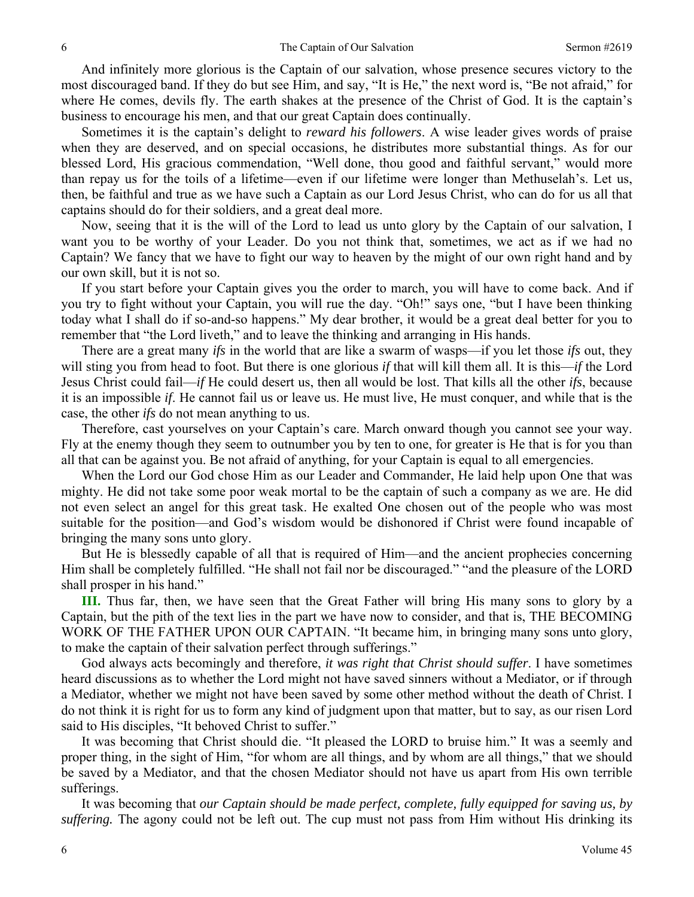And infinitely more glorious is the Captain of our salvation, whose presence secures victory to the most discouraged band. If they do but see Him, and say, "It is He," the next word is, "Be not afraid," for where He comes, devils fly. The earth shakes at the presence of the Christ of God. It is the captain's business to encourage his men, and that our great Captain does continually.

Sometimes it is the captain's delight to *reward his followers*. A wise leader gives words of praise when they are deserved, and on special occasions, he distributes more substantial things. As for our blessed Lord, His gracious commendation, "Well done, thou good and faithful servant," would more than repay us for the toils of a lifetime—even if our lifetime were longer than Methuselah's. Let us, then, be faithful and true as we have such a Captain as our Lord Jesus Christ, who can do for us all that captains should do for their soldiers, and a great deal more.

Now, seeing that it is the will of the Lord to lead us unto glory by the Captain of our salvation, I want you to be worthy of your Leader. Do you not think that, sometimes, we act as if we had no Captain? We fancy that we have to fight our way to heaven by the might of our own right hand and by our own skill, but it is not so.

If you start before your Captain gives you the order to march, you will have to come back. And if you try to fight without your Captain, you will rue the day. "Oh!" says one, "but I have been thinking today what I shall do if so-and-so happens." My dear brother, it would be a great deal better for you to remember that "the Lord liveth," and to leave the thinking and arranging in His hands.

There are a great many *ifs* in the world that are like a swarm of wasps—if you let those *ifs* out, they will sting you from head to foot. But there is one glorious *if* that will kill them all. It is this—*if* the Lord Jesus Christ could fail—*if* He could desert us, then all would be lost. That kills all the other *ifs*, because it is an impossible *if*. He cannot fail us or leave us. He must live, He must conquer, and while that is the case, the other *ifs* do not mean anything to us.

Therefore, cast yourselves on your Captain's care. March onward though you cannot see your way. Fly at the enemy though they seem to outnumber you by ten to one, for greater is He that is for you than all that can be against you. Be not afraid of anything, for your Captain is equal to all emergencies.

When the Lord our God chose Him as our Leader and Commander, He laid help upon One that was mighty. He did not take some poor weak mortal to be the captain of such a company as we are. He did not even select an angel for this great task. He exalted One chosen out of the people who was most suitable for the position—and God's wisdom would be dishonored if Christ were found incapable of bringing the many sons unto glory.

But He is blessedly capable of all that is required of Him—and the ancient prophecies concerning Him shall be completely fulfilled. "He shall not fail nor be discouraged." "and the pleasure of the LORD shall prosper in his hand."

**III.** Thus far, then, we have seen that the Great Father will bring His many sons to glory by a Captain, but the pith of the text lies in the part we have now to consider, and that is, THE BECOMING WORK OF THE FATHER UPON OUR CAPTAIN. "It became him, in bringing many sons unto glory, to make the captain of their salvation perfect through sufferings."

God always acts becomingly and therefore, *it was right that Christ should suffer*. I have sometimes heard discussions as to whether the Lord might not have saved sinners without a Mediator, or if through a Mediator, whether we might not have been saved by some other method without the death of Christ. I do not think it is right for us to form any kind of judgment upon that matter, but to say, as our risen Lord said to His disciples, "It behoved Christ to suffer."

It was becoming that Christ should die. "It pleased the LORD to bruise him." It was a seemly and proper thing, in the sight of Him, "for whom are all things, and by whom are all things," that we should be saved by a Mediator, and that the chosen Mediator should not have us apart from His own terrible sufferings.

It was becoming that *our Captain should be made perfect, complete, fully equipped for saving us, by suffering.* The agony could not be left out. The cup must not pass from Him without His drinking its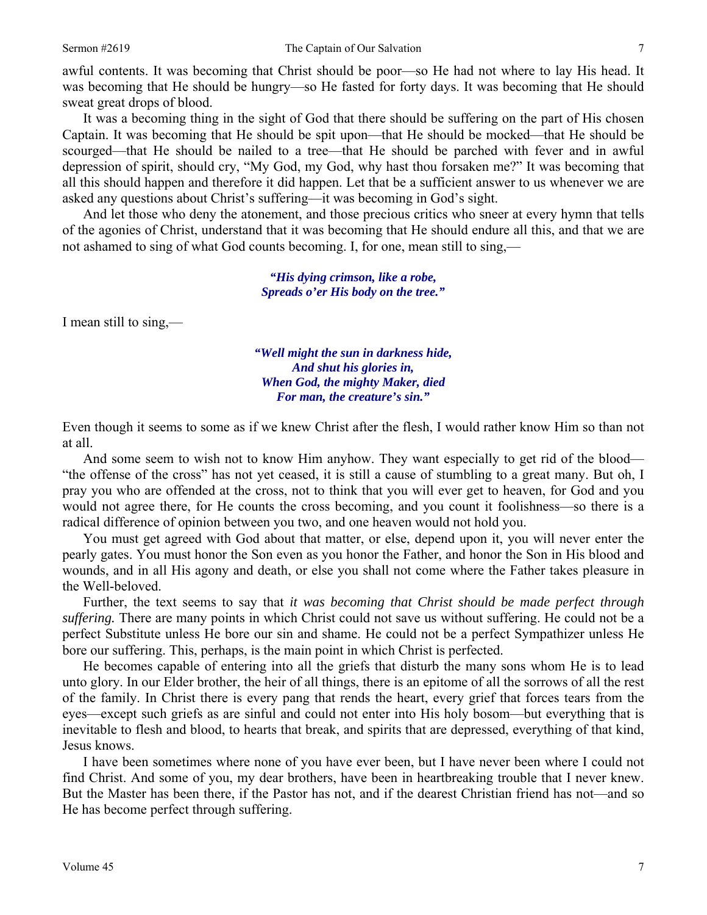awful contents. It was becoming that Christ should be poor—so He had not where to lay His head. It was becoming that He should be hungry—so He fasted for forty days. It was becoming that He should sweat great drops of blood.

It was a becoming thing in the sight of God that there should be suffering on the part of His chosen Captain. It was becoming that He should be spit upon—that He should be mocked—that He should be scourged—that He should be nailed to a tree—that He should be parched with fever and in awful depression of spirit, should cry, "My God, my God, why hast thou forsaken me?" It was becoming that all this should happen and therefore it did happen. Let that be a sufficient answer to us whenever we are asked any questions about Christ's suffering—it was becoming in God's sight.

And let those who deny the atonement, and those precious critics who sneer at every hymn that tells of the agonies of Christ, understand that it was becoming that He should endure all this, and that we are not ashamed to sing of what God counts becoming. I, for one, mean still to sing,—

> ***"His dying crimson, like a robe,***
> ***Spreads o'er His body on the tree."***

I mean still to sing,—

> ***"Well might the sun in darkness hide,***
> ***And shut his glories in,***
> ***When God, the mighty Maker, died***
> ***For man, the creature's sin."***

Even though it seems to some as if we knew Christ after the flesh, I would rather know Him so than not at all.

And some seem to wish not to know Him anyhow. They want especially to get rid of the blood—"the offense of the cross" has not yet ceased, it is still a cause of stumbling to a great many. But oh, I pray you who are offended at the cross, not to think that you will ever get to heaven, for God and you would not agree there, for He counts the cross becoming, and you count it foolishness—so there is a radical difference of opinion between you two, and one heaven would not hold you.

You must get agreed with God about that matter, or else, depend upon it, you will never enter the pearly gates. You must honor the Son even as you honor the Father, and honor the Son in His blood and wounds, and in all His agony and death, or else you shall not come where the Father takes pleasure in the Well-beloved.

Further, the text seems to say that *it was becoming that Christ should be made perfect through suffering.* There are many points in which Christ could not save us without suffering. He could not be a perfect Substitute unless He bore our sin and shame. He could not be a perfect Sympathizer unless He bore our suffering. This, perhaps, is the main point in which Christ is perfected.

He becomes capable of entering into all the griefs that disturb the many sons whom He is to lead unto glory. In our Elder brother, the heir of all things, there is an epitome of all the sorrows of all the rest of the family. In Christ there is every pang that rends the heart, every grief that forces tears from the eyes—except such griefs as are sinful and could not enter into His holy bosom—but everything that is inevitable to flesh and blood, to hearts that break, and spirits that are depressed, everything of that kind, Jesus knows.

I have been sometimes where none of you have ever been, but I have never been where I could not find Christ. And some of you, my dear brothers, have been in heartbreaking trouble that I never knew. But the Master has been there, if the Pastor has not, and if the dearest Christian friend has not—and so He has become perfect through suffering.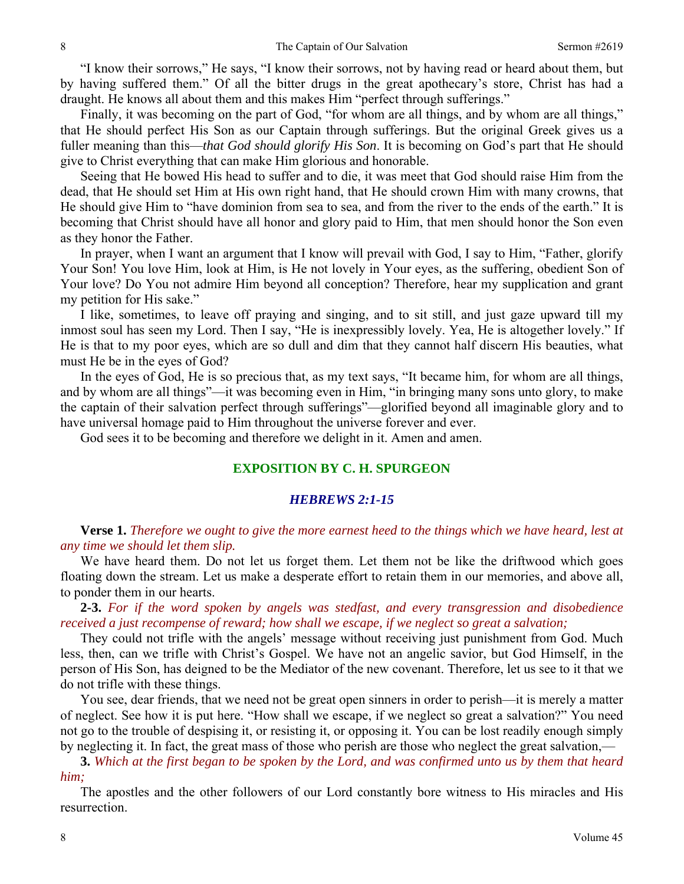"I know their sorrows," He says, "I know their sorrows, not by having read or heard about them, but by having suffered them." Of all the bitter drugs in the great apothecary's store, Christ has had a draught. He knows all about them and this makes Him "perfect through sufferings."

Finally, it was becoming on the part of God, "for whom are all things, and by whom are all things," that He should perfect His Son as our Captain through sufferings. But the original Greek gives us a fuller meaning than this—*that God should glorify His Son*. It is becoming on God's part that He should give to Christ everything that can make Him glorious and honorable.

Seeing that He bowed His head to suffer and to die, it was meet that God should raise Him from the dead, that He should set Him at His own right hand, that He should crown Him with many crowns, that He should give Him to "have dominion from sea to sea, and from the river to the ends of the earth." It is becoming that Christ should have all honor and glory paid to Him, that men should honor the Son even as they honor the Father.

In prayer, when I want an argument that I know will prevail with God, I say to Him, "Father, glorify Your Son! You love Him, look at Him, is He not lovely in Your eyes, as the suffering, obedient Son of Your love? Do You not admire Him beyond all conception? Therefore, hear my supplication and grant my petition for His sake."

I like, sometimes, to leave off praying and singing, and to sit still, and just gaze upward till my inmost soul has seen my Lord. Then I say, "He is inexpressibly lovely. Yea, He is altogether lovely." If He is that to my poor eyes, which are so dull and dim that they cannot half discern His beauties, what must He be in the eyes of God?

In the eyes of God, He is so precious that, as my text says, "It became him, for whom are all things, and by whom are all things"—it was becoming even in Him, "in bringing many sons unto glory, to make the captain of their salvation perfect through sufferings"—glorified beyond all imaginable glory and to have universal homage paid to Him throughout the universe forever and ever.

God sees it to be becoming and therefore we delight in it. Amen and amen.

## EXPOSITION BY C. H. SPURGEON

### *HEBREWS 2:1-15*

**Verse 1.** *Therefore we ought to give the more earnest heed to the things which we have heard, lest at any time we should let them slip.*

We have heard them. Do not let us forget them. Let them not be like the driftwood which goes floating down the stream. Let us make a desperate effort to retain them in our memories, and above all, to ponder them in our hearts.

**2-3.** *For if the word spoken by angels was stedfast, and every transgression and disobedience received a just recompense of reward; how shall we escape, if we neglect so great a salvation;*

They could not trifle with the angels' message without receiving just punishment from God. Much less, then, can we trifle with Christ's Gospel. We have not an angelic savior, but God Himself, in the person of His Son, has deigned to be the Mediator of the new covenant. Therefore, let us see to it that we do not trifle with these things.

You see, dear friends, that we need not be great open sinners in order to perish—it is merely a matter of neglect. See how it is put here. "How shall we escape, if we neglect so great a salvation?" You need not go to the trouble of despising it, or resisting it, or opposing it. You can be lost readily enough simply by neglecting it. In fact, the great mass of those who perish are those who neglect the great salvation,—

**3.** *Which at the first began to be spoken by the Lord, and was confirmed unto us by them that heard him;*

The apostles and the other followers of our Lord constantly bore witness to His miracles and His resurrection.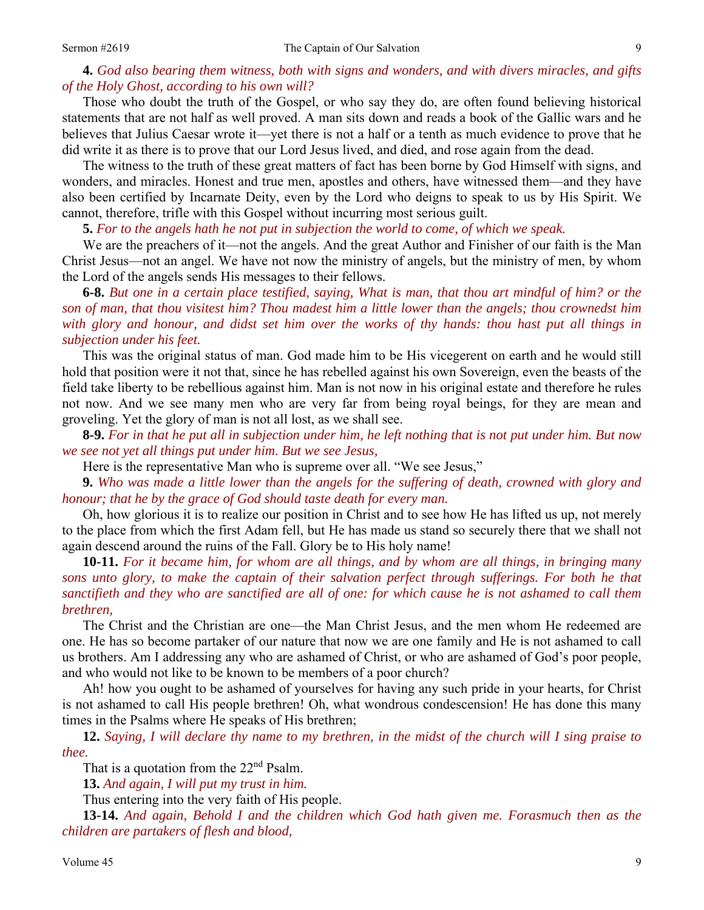**4.** *God also bearing them witness, both with signs and wonders, and with divers miracles, and gifts of the Holy Ghost, according to his own will?*

Those who doubt the truth of the Gospel, or who say they do, are often found believing historical statements that are not half as well proved. A man sits down and reads a book of the Gallic wars and he believes that Julius Caesar wrote it—yet there is not a half or a tenth as much evidence to prove that he did write it as there is to prove that our Lord Jesus lived, and died, and rose again from the dead.

The witness to the truth of these great matters of fact has been borne by God Himself with signs, and wonders, and miracles. Honest and true men, apostles and others, have witnessed them—and they have also been certified by Incarnate Deity, even by the Lord who deigns to speak to us by His Spirit. We cannot, therefore, trifle with this Gospel without incurring most serious guilt.

**5.** *For to the angels hath he not put in subjection the world to come, of which we speak.*

We are the preachers of it—not the angels. And the great Author and Finisher of our faith is the Man Christ Jesus—not an angel. We have not now the ministry of angels, but the ministry of men, by whom the Lord of the angels sends His messages to their fellows.

**6-8.** *But one in a certain place testified, saying, What is man, that thou art mindful of him? or the son of man, that thou visitest him? Thou madest him a little lower than the angels; thou crownedst him with glory and honour, and didst set him over the works of thy hands: thou hast put all things in subjection under his feet.*

This was the original status of man. God made him to be His vicegerent on earth and he would still hold that position were it not that, since he has rebelled against his own Sovereign, even the beasts of the field take liberty to be rebellious against him. Man is not now in his original estate and therefore he rules not now. And we see many men who are very far from being royal beings, for they are mean and groveling. Yet the glory of man is not all lost, as we shall see.

**8-9.** *For in that he put all in subjection under him, he left nothing that is not put under him. But now we see not yet all things put under him. But we see Jesus,*

Here is the representative Man who is supreme over all. "We see Jesus,"

**9.** *Who was made a little lower than the angels for the suffering of death, crowned with glory and honour; that he by the grace of God should taste death for every man.*

Oh, how glorious it is to realize our position in Christ and to see how He has lifted us up, not merely to the place from which the first Adam fell, but He has made us stand so securely there that we shall not again descend around the ruins of the Fall. Glory be to His holy name!

**10-11.** *For it became him, for whom are all things, and by whom are all things, in bringing many sons unto glory, to make the captain of their salvation perfect through sufferings. For both he that sanctifieth and they who are sanctified are all of one: for which cause he is not ashamed to call them brethren,*

The Christ and the Christian are one—the Man Christ Jesus, and the men whom He redeemed are one. He has so become partaker of our nature that now we are one family and He is not ashamed to call us brothers. Am I addressing any who are ashamed of Christ, or who are ashamed of God's poor people, and who would not like to be known to be members of a poor church?

Ah! how you ought to be ashamed of yourselves for having any such pride in your hearts, for Christ is not ashamed to call His people brethren! Oh, what wondrous condescension! He has done this many times in the Psalms where He speaks of His brethren;

**12.** *Saying, I will declare thy name to my brethren, in the midst of the church will I sing praise to thee.*

That is a quotation from the 22nd Psalm.

**13.** *And again, I will put my trust in him.*

Thus entering into the very faith of His people.

**13-14.** *And again, Behold I and the children which God hath given me. Forasmuch then as the children are partakers of flesh and blood,*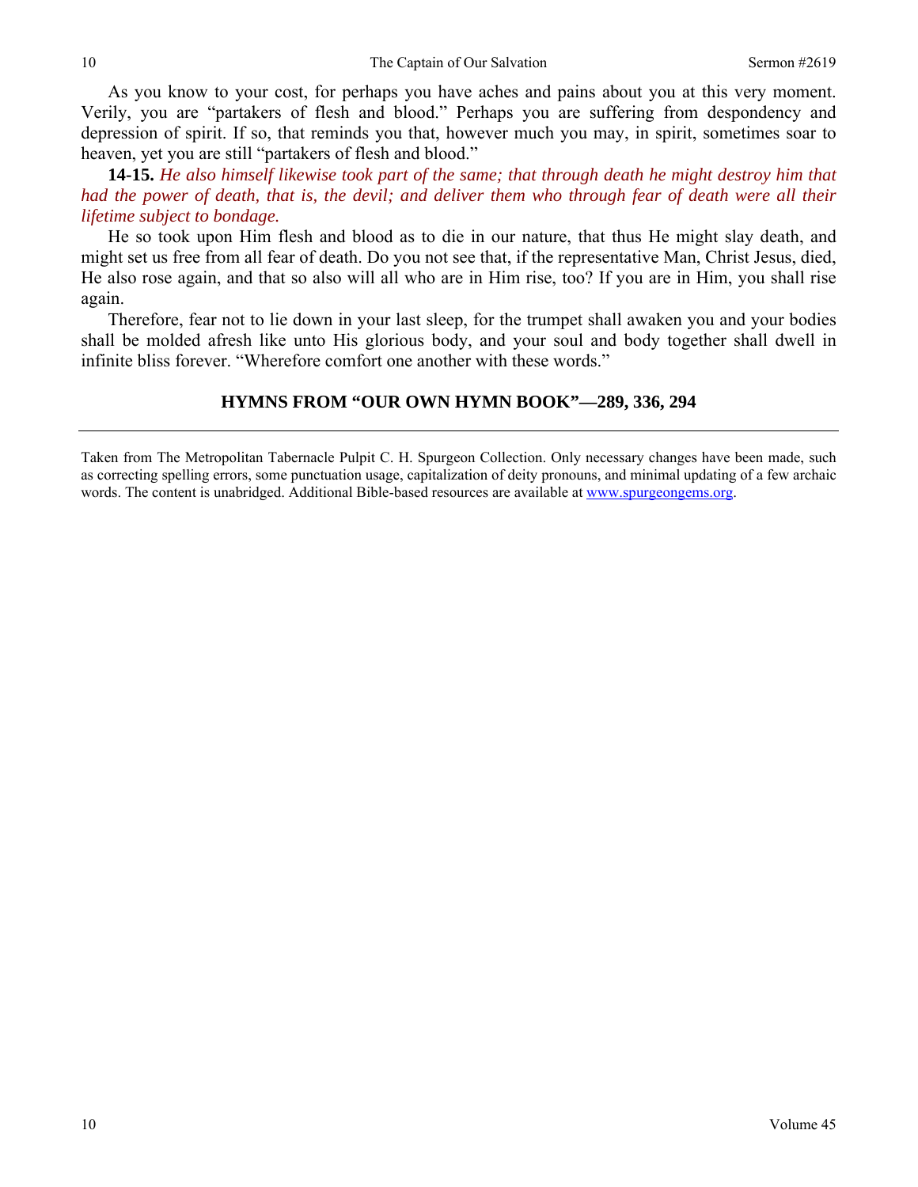As you know to your cost, for perhaps you have aches and pains about you at this very moment. Verily, you are "partakers of flesh and blood." Perhaps you are suffering from despondency and depression of spirit. If so, that reminds you that, however much you may, in spirit, sometimes soar to heaven, yet you are still "partakers of flesh and blood."

**14-15.** *He also himself likewise took part of the same; that through death he might destroy him that had the power of death, that is, the devil; and deliver them who through fear of death were all their lifetime subject to bondage.*

He so took upon Him flesh and blood as to die in our nature, that thus He might slay death, and might set us free from all fear of death. Do you not see that, if the representative Man, Christ Jesus, died, He also rose again, and that so also will all who are in Him rise, too? If you are in Him, you shall rise again.

Therefore, fear not to lie down in your last sleep, for the trumpet shall awaken you and your bodies shall be molded afresh like unto His glorious body, and your soul and body together shall dwell in infinite bliss forever. "Wherefore comfort one another with these words."

**HYMNS FROM "OUR OWN HYMN BOOK"—289, 336, 294**

---

Taken from The Metropolitan Tabernacle Pulpit C. H. Spurgeon Collection. Only necessary changes have been made, such as correcting spelling errors, some punctuation usage, capitalization of deity pronouns, and minimal updating of a few archaic words. The content is unabridged. Additional Bible-based resources are available at www.spurgeongems.org.